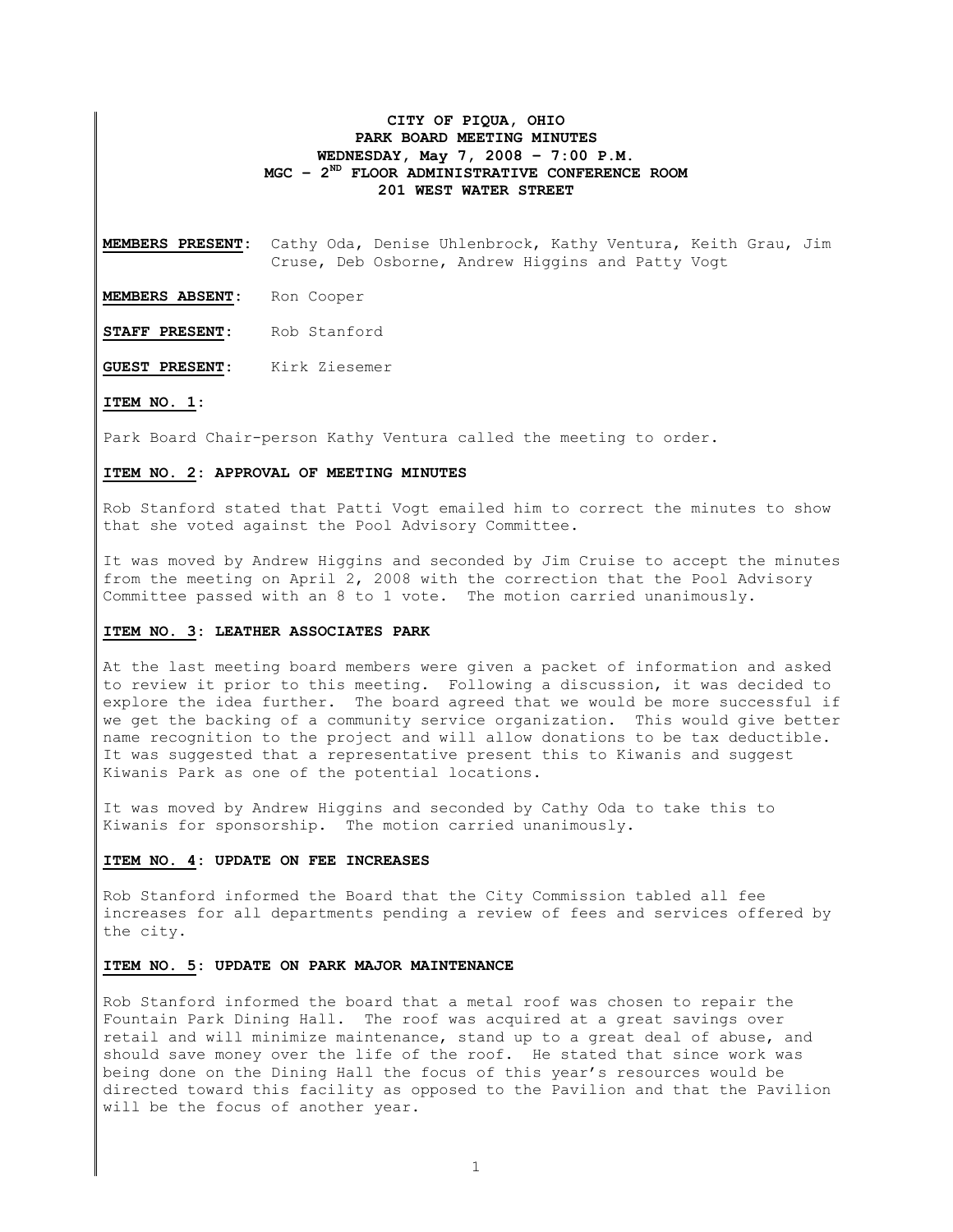**CITY OF PIQUA, OHIO**
**PARK BOARD MEETING MINUTES**
**WEDNESDAY, May 7, 2008 – 7:00 P.M.**
**MGC – 2ND FLOOR ADMINISTRATIVE CONFERENCE ROOM**
**201 WEST WATER STREET**

**MEMBERS PRESENT**: Cathy Oda, Denise Uhlenbrock, Kathy Ventura, Keith Grau, Jim Cruse, Deb Osborne, Andrew Higgins and Patty Vogt

**MEMBERS ABSENT**: Ron Cooper

**STAFF PRESENT**: Rob Stanford

**GUEST PRESENT**: Kirk Ziesemer

**ITEM NO. 1**:

Park Board Chair-person Kathy Ventura called the meeting to order.

**ITEM NO. 2: APPROVAL OF MEETING MINUTES**

Rob Stanford stated that Patti Vogt emailed him to correct the minutes to show that she voted against the Pool Advisory Committee.

It was moved by Andrew Higgins and seconded by Jim Cruise to accept the minutes from the meeting on April 2, 2008 with the correction that the Pool Advisory Committee passed with an 8 to 1 vote. The motion carried unanimously.

**ITEM NO. 3: LEATHER ASSOCIATES PARK**

At the last meeting board members were given a packet of information and asked to review it prior to this meeting. Following a discussion, it was decided to explore the idea further. The board agreed that we would be more successful if we get the backing of a community service organization. This would give better name recognition to the project and will allow donations to be tax deductible. It was suggested that a representative present this to Kiwanis and suggest Kiwanis Park as one of the potential locations.

It was moved by Andrew Higgins and seconded by Cathy Oda to take this to Kiwanis for sponsorship. The motion carried unanimously.

**ITEM NO. 4: UPDATE ON FEE INCREASES**

Rob Stanford informed the Board that the City Commission tabled all fee increases for all departments pending a review of fees and services offered by the city.

**ITEM NO. 5: UPDATE ON PARK MAJOR MAINTENANCE**

Rob Stanford informed the board that a metal roof was chosen to repair the Fountain Park Dining Hall. The roof was acquired at a great savings over retail and will minimize maintenance, stand up to a great deal of abuse, and should save money over the life of the roof. He stated that since work was being done on the Dining Hall the focus of this year's resources would be directed toward this facility as opposed to the Pavilion and that the Pavilion will be the focus of another year.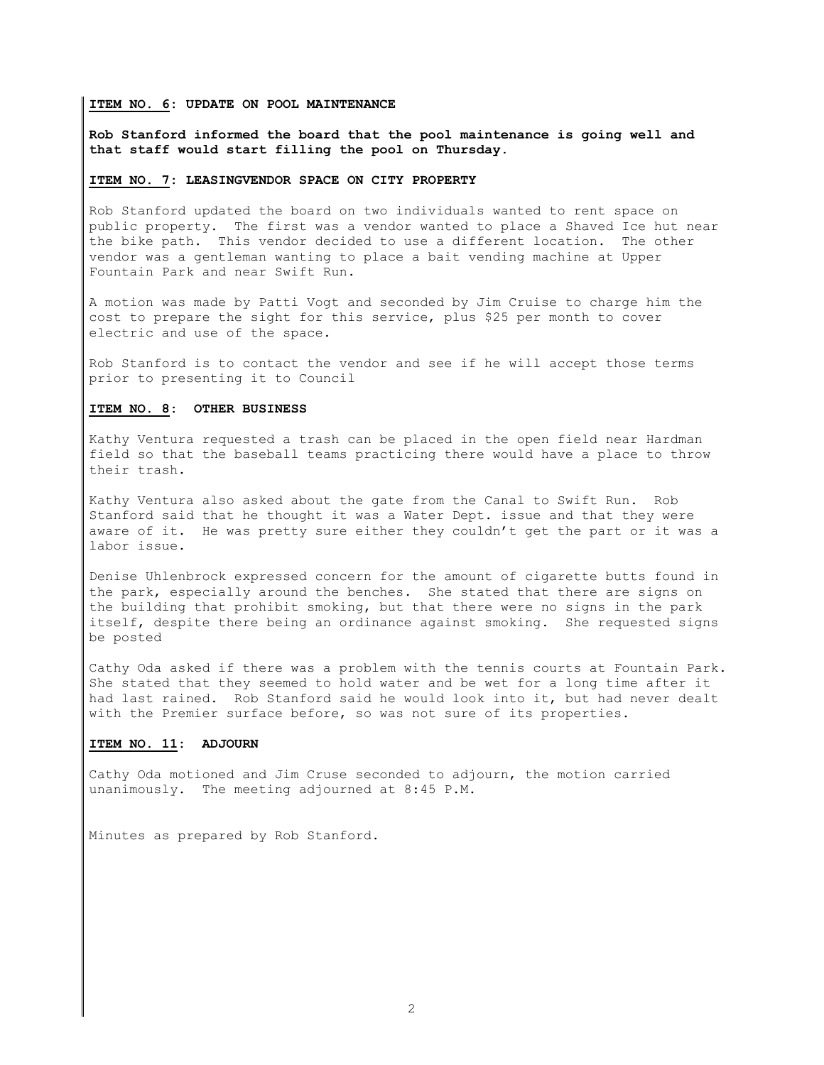**ITEM NO. 6: UPDATE ON POOL MAINTENANCE**

**Rob Stanford informed the board that the pool maintenance is going well and that staff would start filling the pool on Thursday.**

**ITEM NO. 7: LEASINGVENDOR SPACE ON CITY PROPERTY**

Rob Stanford updated the board on two individuals wanted to rent space on public property. The first was a vendor wanted to place a Shaved Ice hut near the bike path. This vendor decided to use a different location. The other vendor was a gentleman wanting to place a bait vending machine at Upper Fountain Park and near Swift Run.

A motion was made by Patti Vogt and seconded by Jim Cruise to charge him the cost to prepare the sight for this service, plus $25 per month to cover electric and use of the space.

Rob Stanford is to contact the vendor and see if he will accept those terms prior to presenting it to Council

**ITEM NO. 8: OTHER BUSINESS**

Kathy Ventura requested a trash can be placed in the open field near Hardman field so that the baseball teams practicing there would have a place to throw their trash.

Kathy Ventura also asked about the gate from the Canal to Swift Run. Rob Stanford said that he thought it was a Water Dept. issue and that they were aware of it. He was pretty sure either they couldn't get the part or it was a labor issue.

Denise Uhlenbrock expressed concern for the amount of cigarette butts found in the park, especially around the benches. She stated that there are signs on the building that prohibit smoking, but that there were no signs in the park itself, despite there being an ordinance against smoking. She requested signs be posted

Cathy Oda asked if there was a problem with the tennis courts at Fountain Park. She stated that they seemed to hold water and be wet for a long time after it had last rained. Rob Stanford said he would look into it, but had never dealt with the Premier surface before, so was not sure of its properties.

**ITEM NO. 11: ADJOURN**

Cathy Oda motioned and Jim Cruse seconded to adjourn, the motion carried unanimously. The meeting adjourned at 8:45 P.M.

Minutes as prepared by Rob Stanford.